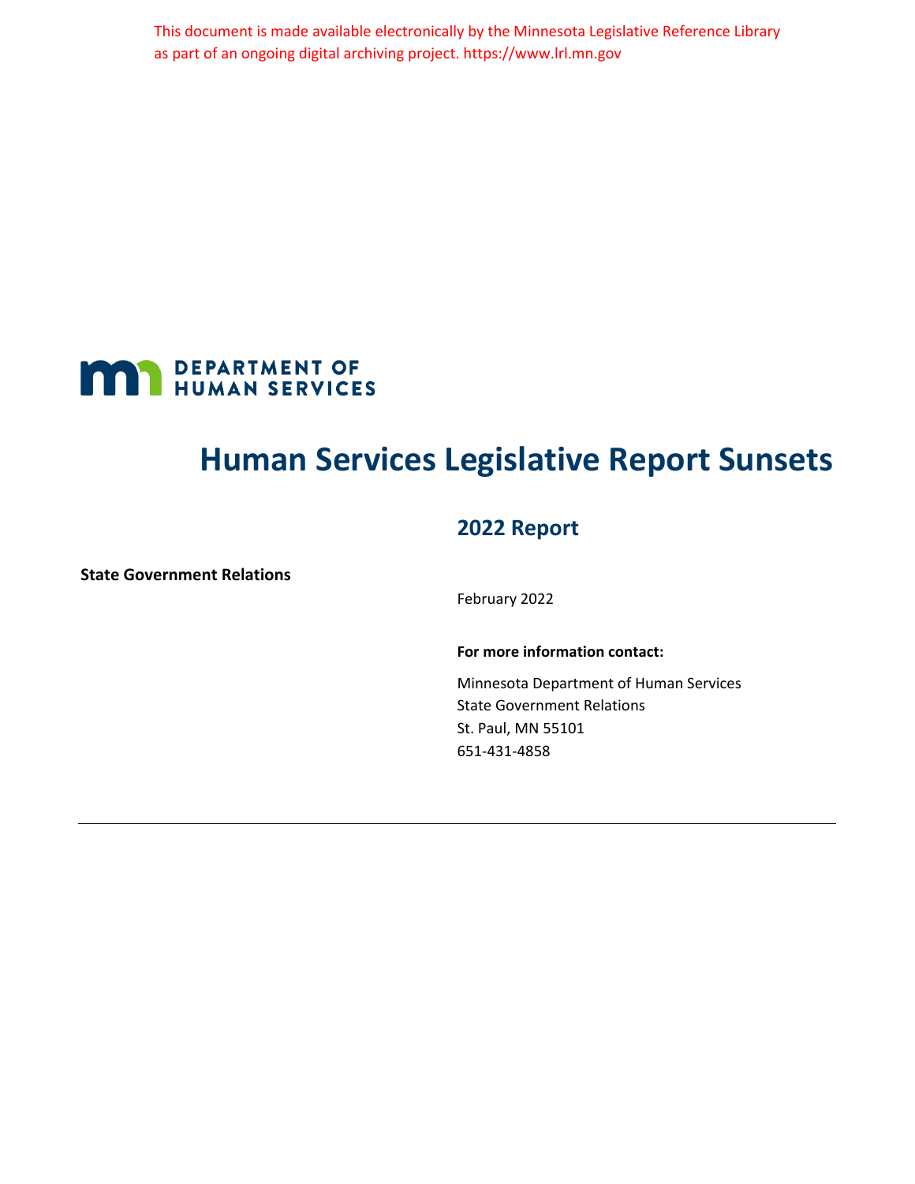This document is made available electronically by the Minnesota Legislative Reference Library as part of an ongoing digital archiving project. https://www.lrl.mn.gov

DEPARTMENT OF HUMAN SERVICES

# Human Services Legislative Report Sunsets

## 2022 Report

**State Government Relations**

February 2022

**For more information contact:**

Minnesota Department of Human Services
State Government Relations
St. Paul, MN 55101
651-431-4858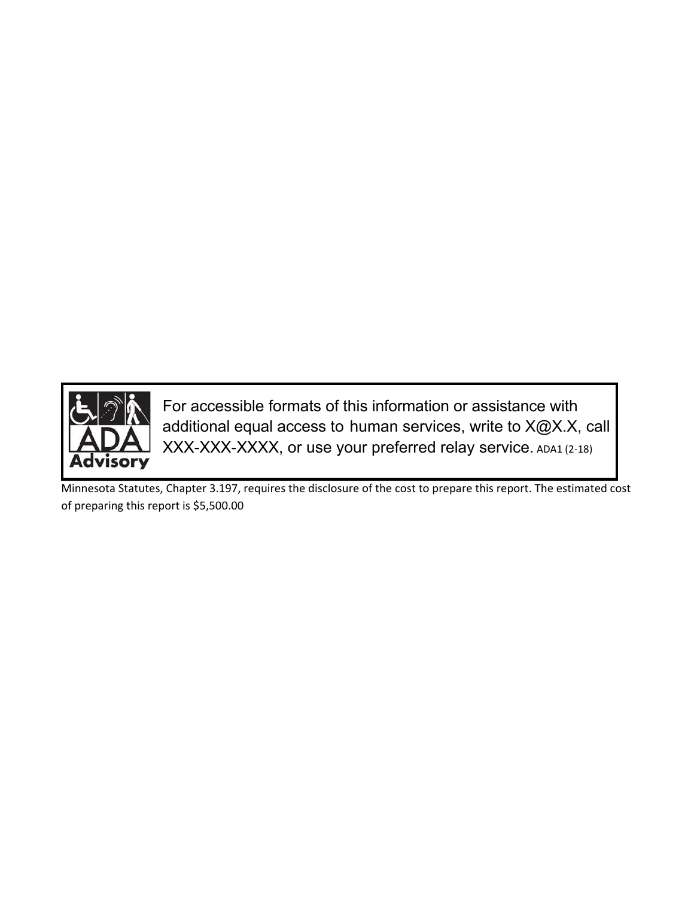For accessible formats of this information or assistance with additional equal access to human services, write to X@X.X, call XXX-XXX-XXXX, or use your preferred relay service. ADA1 (2-18)

Minnesota Statutes, Chapter 3.197, requires the disclosure of the cost to prepare this report. The estimated cost of preparing this report is $5,500.00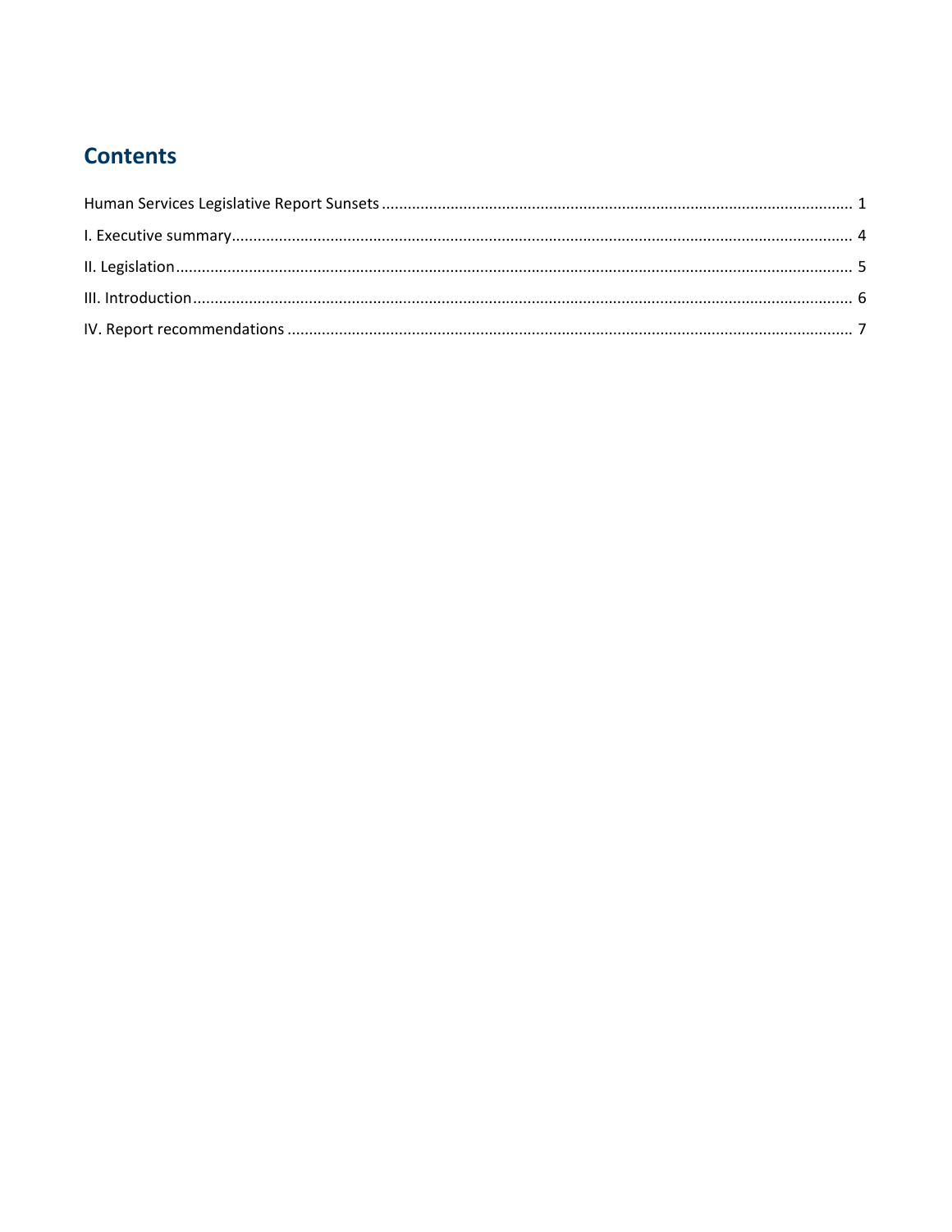## Contents

Human Services Legislative Report Sunsets ............................................................. 1

I. Executive summary ............................................................. 4

II. Legislation ............................................................. 5

III. Introduction ............................................................. 6

IV. Report recommendations ............................................................. 7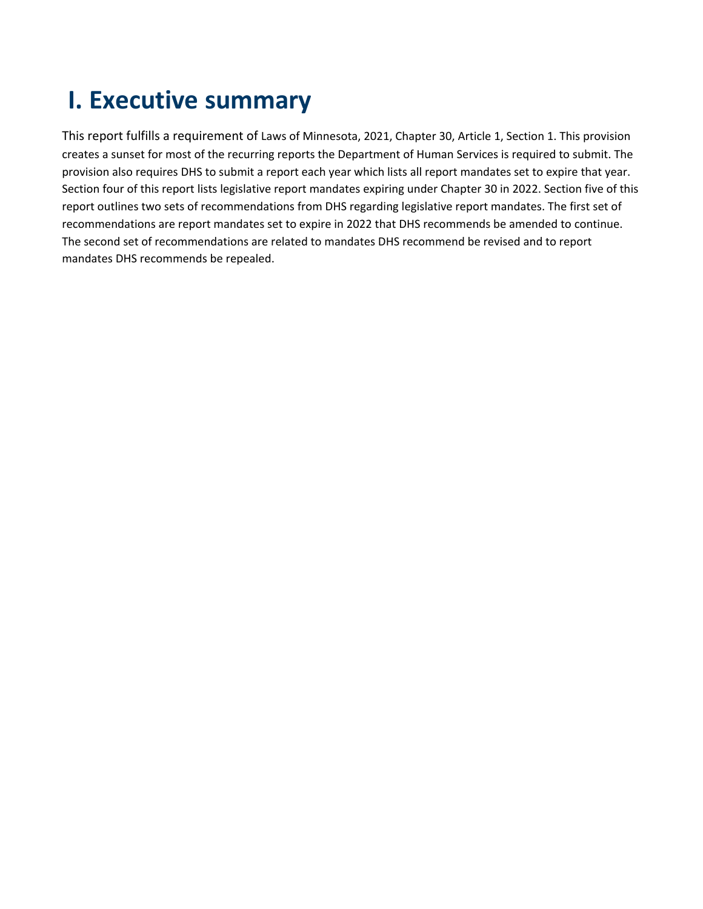# I. Executive summary

This report fulfills a requirement of Laws of Minnesota, 2021, Chapter 30, Article 1, Section 1. This provision creates a sunset for most of the recurring reports the Department of Human Services is required to submit. The provision also requires DHS to submit a report each year which lists all report mandates set to expire that year. Section four of this report lists legislative report mandates expiring under Chapter 30 in 2022. Section five of this report outlines two sets of recommendations from DHS regarding legislative report mandates. The first set of recommendations are report mandates set to expire in 2022 that DHS recommends be amended to continue. The second set of recommendations are related to mandates DHS recommend be revised and to report mandates DHS recommends be repealed.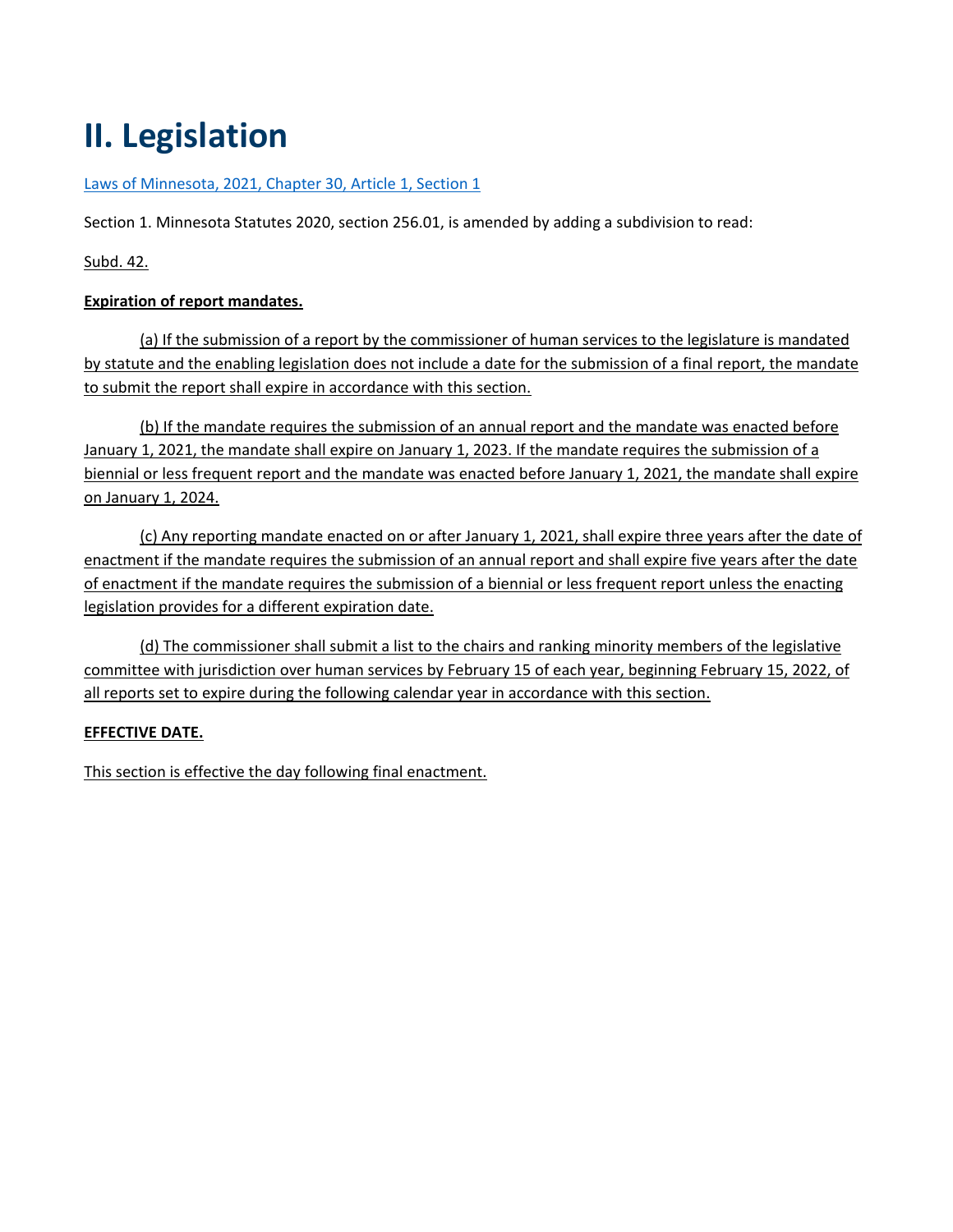# II. Legislation

[Laws of Minnesota, 2021, Chapter 30, Article 1, Section 1]

Section 1. Minnesota Statutes 2020, section 256.01, is amended by adding a subdivision to read:

Subd. 42.

**Expiration of report mandates.**

(a) If the submission of a report by the commissioner of human services to the legislature is mandated by statute and the enabling legislation does not include a date for the submission of a final report, the mandate to submit the report shall expire in accordance with this section.

(b) If the mandate requires the submission of an annual report and the mandate was enacted before January 1, 2021, the mandate shall expire on January 1, 2023. If the mandate requires the submission of a biennial or less frequent report and the mandate was enacted before January 1, 2021, the mandate shall expire on January 1, 2024.

(c) Any reporting mandate enacted on or after January 1, 2021, shall expire three years after the date of enactment if the mandate requires the submission of an annual report and shall expire five years after the date of enactment if the mandate requires the submission of a biennial or less frequent report unless the enacting legislation provides for a different expiration date.

(d) The commissioner shall submit a list to the chairs and ranking minority members of the legislative committee with jurisdiction over human services by February 15 of each year, beginning February 15, 2022, of all reports set to expire during the following calendar year in accordance with this section.

**EFFECTIVE DATE.**

This section is effective the day following final enactment.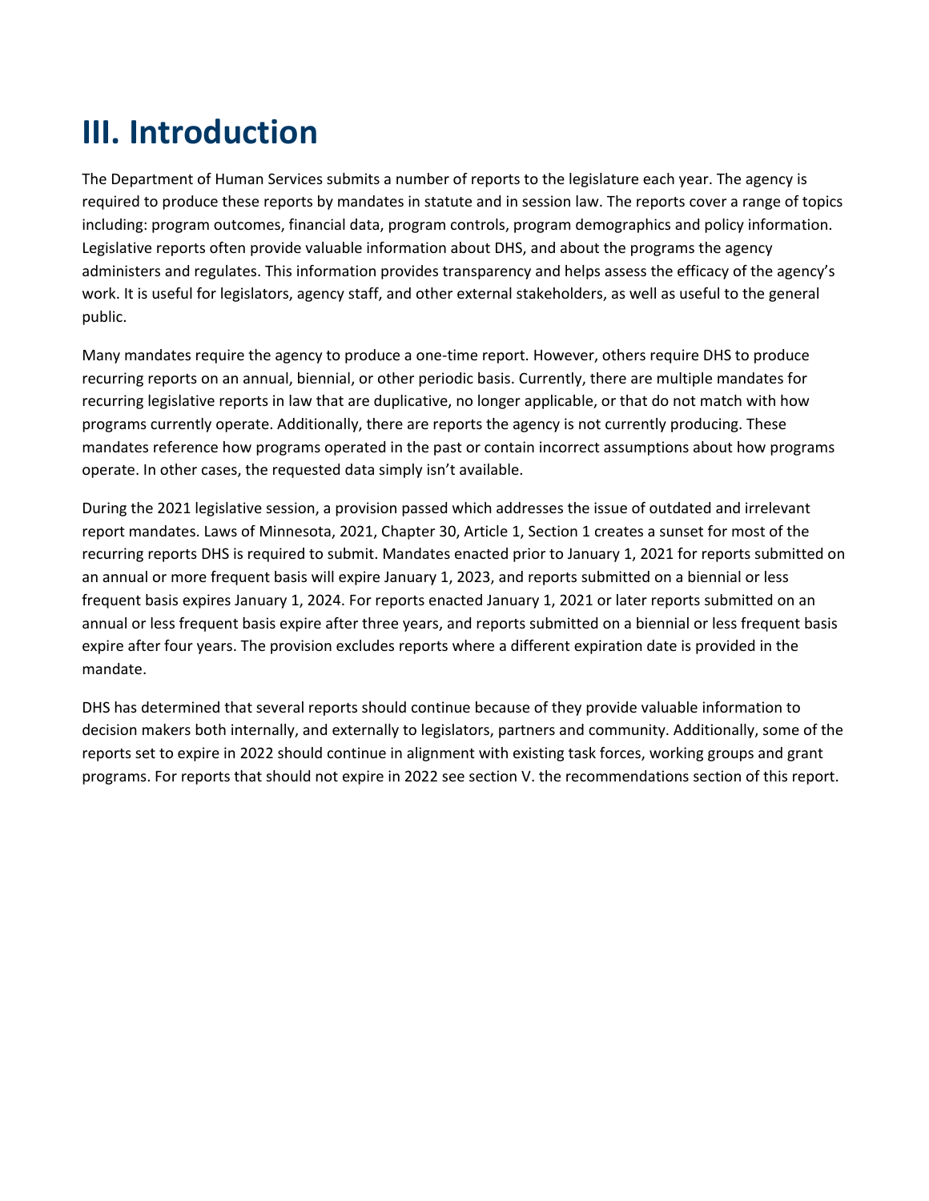# III. Introduction

The Department of Human Services submits a number of reports to the legislature each year. The agency is required to produce these reports by mandates in statute and in session law. The reports cover a range of topics including: program outcomes, financial data, program controls, program demographics and policy information. Legislative reports often provide valuable information about DHS, and about the programs the agency administers and regulates. This information provides transparency and helps assess the efficacy of the agency's work. It is useful for legislators, agency staff, and other external stakeholders, as well as useful to the general public.

Many mandates require the agency to produce a one-time report. However, others require DHS to produce recurring reports on an annual, biennial, or other periodic basis. Currently, there are multiple mandates for recurring legislative reports in law that are duplicative, no longer applicable, or that do not match with how programs currently operate. Additionally, there are reports the agency is not currently producing. These mandates reference how programs operated in the past or contain incorrect assumptions about how programs operate. In other cases, the requested data simply isn't available.

During the 2021 legislative session, a provision passed which addresses the issue of outdated and irrelevant report mandates. Laws of Minnesota, 2021, Chapter 30, Article 1, Section 1 creates a sunset for most of the recurring reports DHS is required to submit. Mandates enacted prior to January 1, 2021 for reports submitted on an annual or more frequent basis will expire January 1, 2023, and reports submitted on a biennial or less frequent basis expires January 1, 2024. For reports enacted January 1, 2021 or later reports submitted on an annual or less frequent basis expire after three years, and reports submitted on a biennial or less frequent basis expire after four years. The provision excludes reports where a different expiration date is provided in the mandate.

DHS has determined that several reports should continue because of they provide valuable information to decision makers both internally, and externally to legislators, partners and community. Additionally, some of the reports set to expire in 2022 should continue in alignment with existing task forces, working groups and grant programs. For reports that should not expire in 2022 see section V. the recommendations section of this report.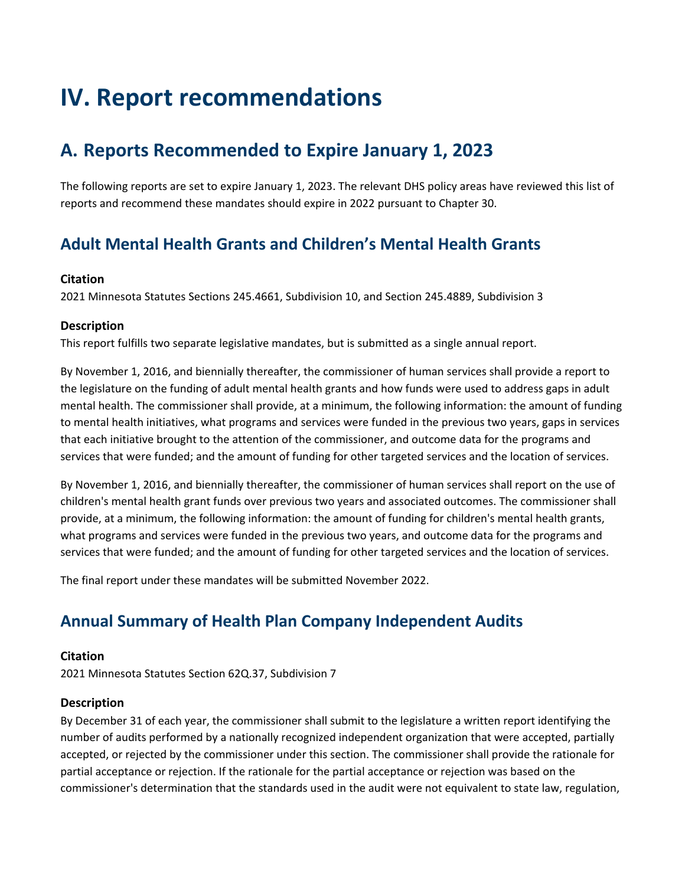# IV. Report recommendations

## A. Reports Recommended to Expire January 1, 2023

The following reports are set to expire January 1, 2023. The relevant DHS policy areas have reviewed this list of reports and recommend these mandates should expire in 2022 pursuant to Chapter 30.

### Adult Mental Health Grants and Children's Mental Health Grants

**Citation**

2021 Minnesota Statutes Sections 245.4661, Subdivision 10, and Section 245.4889, Subdivision 3

**Description**

This report fulfills two separate legislative mandates, but is submitted as a single annual report.

By November 1, 2016, and biennially thereafter, the commissioner of human services shall provide a report to the legislature on the funding of adult mental health grants and how funds were used to address gaps in adult mental health. The commissioner shall provide, at a minimum, the following information: the amount of funding to mental health initiatives, what programs and services were funded in the previous two years, gaps in services that each initiative brought to the attention of the commissioner, and outcome data for the programs and services that were funded; and the amount of funding for other targeted services and the location of services.

By November 1, 2016, and biennially thereafter, the commissioner of human services shall report on the use of children's mental health grant funds over previous two years and associated outcomes. The commissioner shall provide, at a minimum, the following information: the amount of funding for children's mental health grants, what programs and services were funded in the previous two years, and outcome data for the programs and services that were funded; and the amount of funding for other targeted services and the location of services.

The final report under these mandates will be submitted November 2022.

### Annual Summary of Health Plan Company Independent Audits

**Citation**

2021 Minnesota Statutes Section 62Q.37, Subdivision 7

**Description**

By December 31 of each year, the commissioner shall submit to the legislature a written report identifying the number of audits performed by a nationally recognized independent organization that were accepted, partially accepted, or rejected by the commissioner under this section. The commissioner shall provide the rationale for partial acceptance or rejection. If the rationale for the partial acceptance or rejection was based on the commissioner's determination that the standards used in the audit were not equivalent to state law, regulation,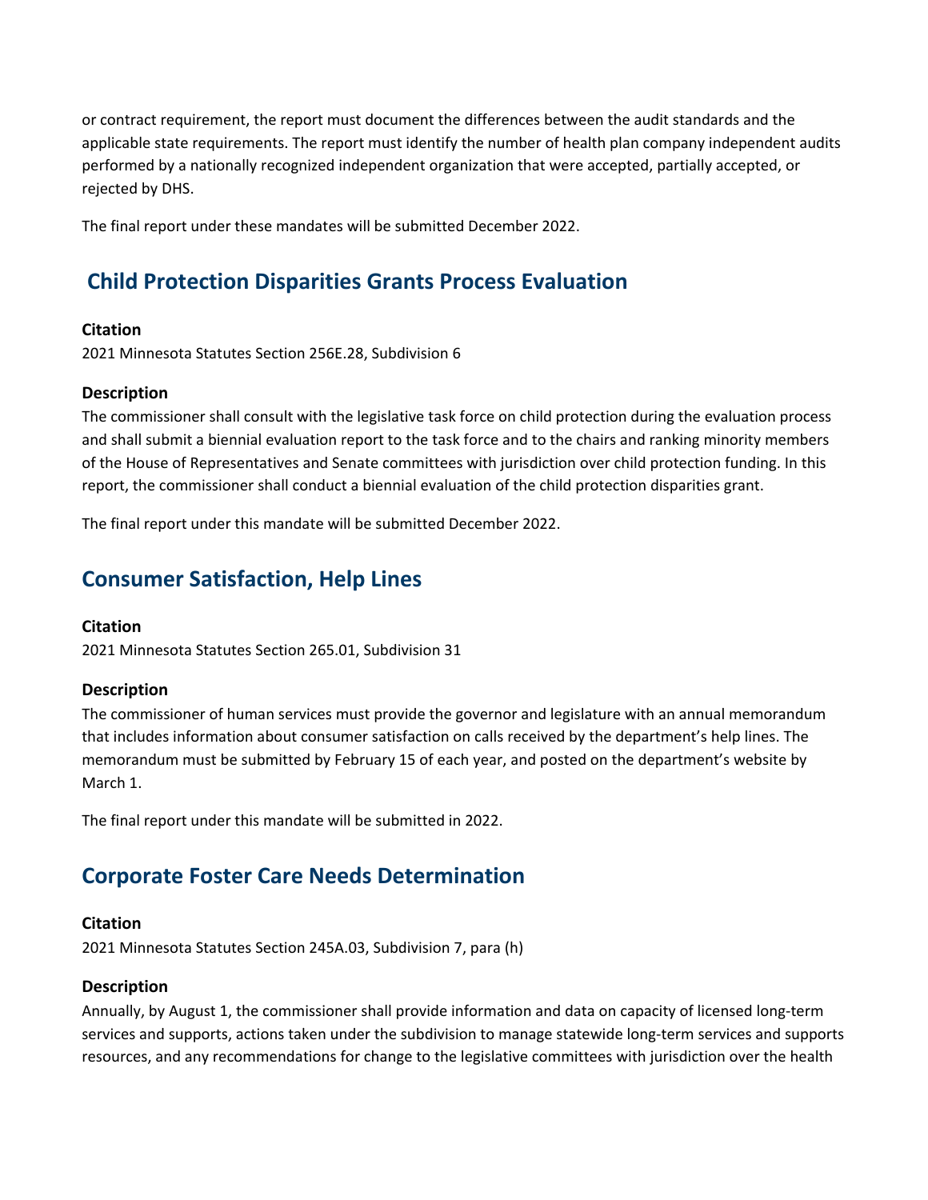or contract requirement, the report must document the differences between the audit standards and the applicable state requirements. The report must identify the number of health plan company independent audits performed by a nationally recognized independent organization that were accepted, partially accepted, or rejected by DHS.

The final report under these mandates will be submitted December 2022.

## Child Protection Disparities Grants Process Evaluation

**Citation**

2021 Minnesota Statutes Section 256E.28, Subdivision 6

**Description**

The commissioner shall consult with the legislative task force on child protection during the evaluation process and shall submit a biennial evaluation report to the task force and to the chairs and ranking minority members of the House of Representatives and Senate committees with jurisdiction over child protection funding. In this report, the commissioner shall conduct a biennial evaluation of the child protection disparities grant.

The final report under this mandate will be submitted December 2022.

## Consumer Satisfaction, Help Lines

**Citation**

2021 Minnesota Statutes Section 265.01, Subdivision 31

**Description**

The commissioner of human services must provide the governor and legislature with an annual memorandum that includes information about consumer satisfaction on calls received by the department's help lines. The memorandum must be submitted by February 15 of each year, and posted on the department's website by March 1.

The final report under this mandate will be submitted in 2022.

## Corporate Foster Care Needs Determination

**Citation**

2021 Minnesota Statutes Section 245A.03, Subdivision 7, para (h)

**Description**

Annually, by August 1, the commissioner shall provide information and data on capacity of licensed long-term services and supports, actions taken under the subdivision to manage statewide long-term services and supports resources, and any recommendations for change to the legislative committees with jurisdiction over the health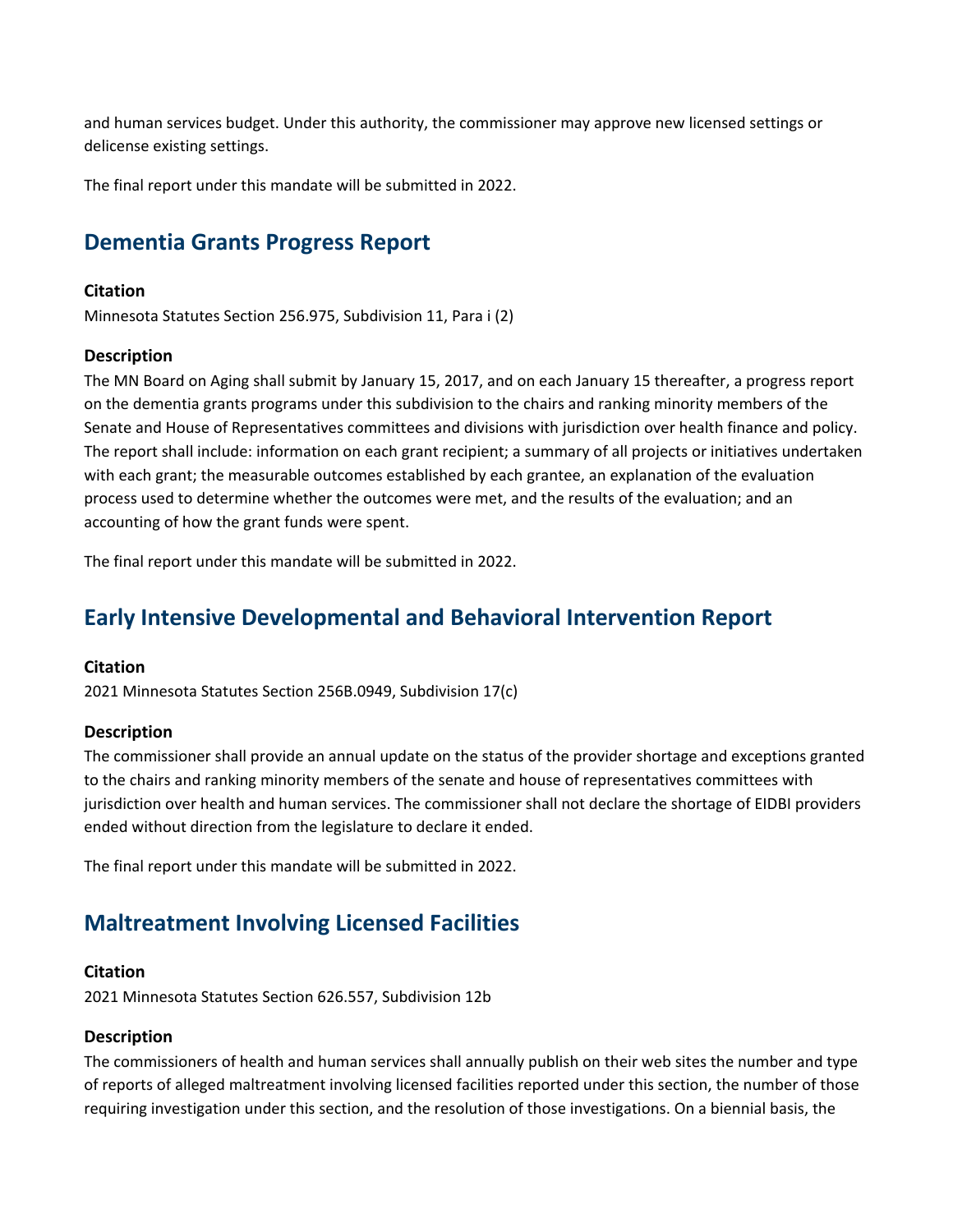and human services budget. Under this authority, the commissioner may approve new licensed settings or delicense existing settings.

The final report under this mandate will be submitted in 2022.

## Dementia Grants Progress Report

**Citation**

Minnesota Statutes Section 256.975, Subdivision 11, Para i (2)

**Description**

The MN Board on Aging shall submit by January 15, 2017, and on each January 15 thereafter, a progress report on the dementia grants programs under this subdivision to the chairs and ranking minority members of the Senate and House of Representatives committees and divisions with jurisdiction over health finance and policy. The report shall include: information on each grant recipient; a summary of all projects or initiatives undertaken with each grant; the measurable outcomes established by each grantee, an explanation of the evaluation process used to determine whether the outcomes were met, and the results of the evaluation; and an accounting of how the grant funds were spent.

The final report under this mandate will be submitted in 2022.

## Early Intensive Developmental and Behavioral Intervention Report

**Citation**

2021 Minnesota Statutes Section 256B.0949, Subdivision 17(c)

**Description**

The commissioner shall provide an annual update on the status of the provider shortage and exceptions granted to the chairs and ranking minority members of the senate and house of representatives committees with jurisdiction over health and human services. The commissioner shall not declare the shortage of EIDBI providers ended without direction from the legislature to declare it ended.

The final report under this mandate will be submitted in 2022.

## Maltreatment Involving Licensed Facilities

**Citation**

2021 Minnesota Statutes Section 626.557, Subdivision 12b

**Description**

The commissioners of health and human services shall annually publish on their web sites the number and type of reports of alleged maltreatment involving licensed facilities reported under this section, the number of those requiring investigation under this section, and the resolution of those investigations. On a biennial basis, the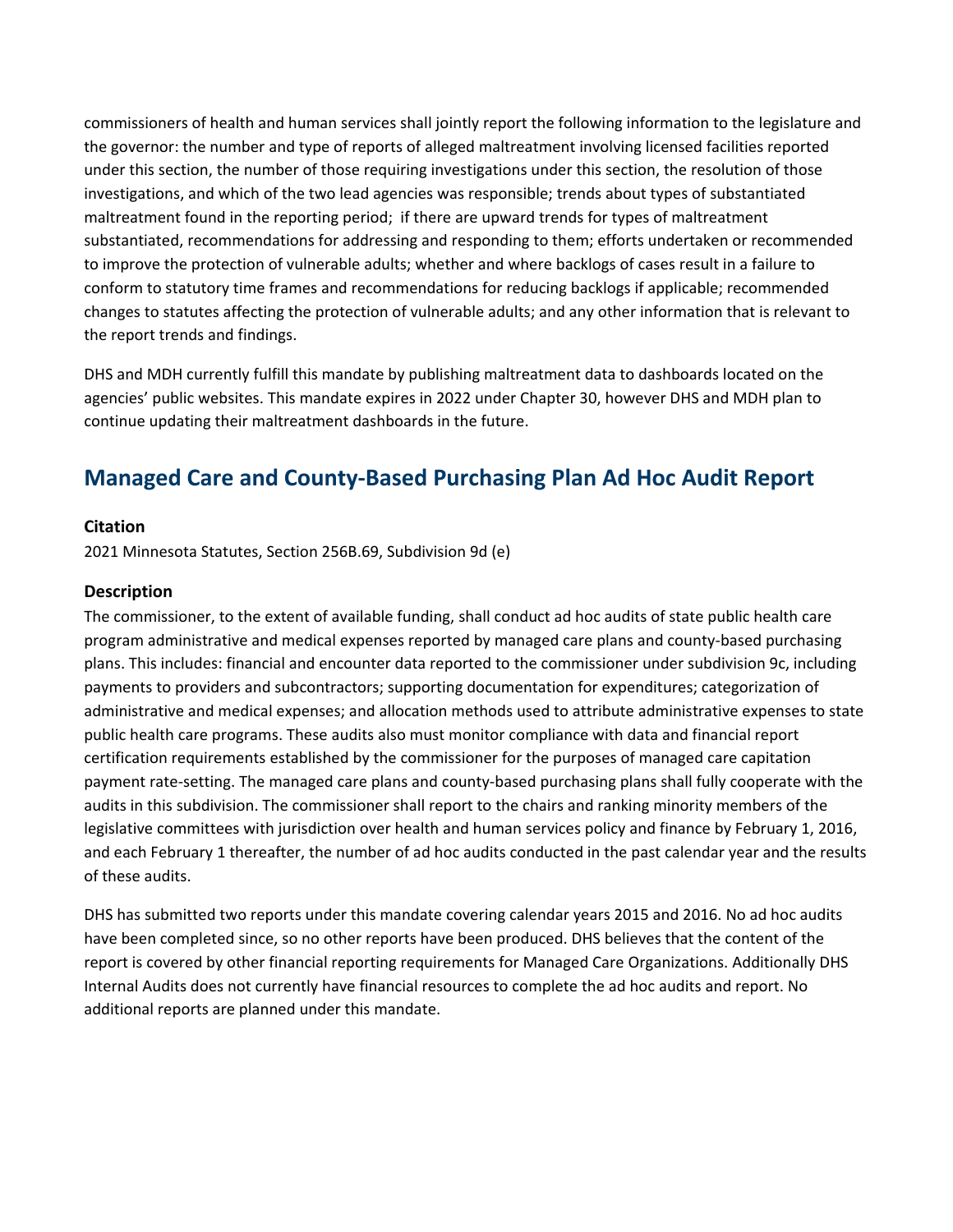commissioners of health and human services shall jointly report the following information to the legislature and the governor: the number and type of reports of alleged maltreatment involving licensed facilities reported under this section, the number of those requiring investigations under this section, the resolution of those investigations, and which of the two lead agencies was responsible; trends about types of substantiated maltreatment found in the reporting period; if there are upward trends for types of maltreatment substantiated, recommendations for addressing and responding to them; efforts undertaken or recommended to improve the protection of vulnerable adults; whether and where backlogs of cases result in a failure to conform to statutory time frames and recommendations for reducing backlogs if applicable; recommended changes to statutes affecting the protection of vulnerable adults; and any other information that is relevant to the report trends and findings.

DHS and MDH currently fulfill this mandate by publishing maltreatment data to dashboards located on the agencies' public websites. This mandate expires in 2022 under Chapter 30, however DHS and MDH plan to continue updating their maltreatment dashboards in the future.

## Managed Care and County-Based Purchasing Plan Ad Hoc Audit Report

### Citation

2021 Minnesota Statutes, Section 256B.69, Subdivision 9d (e)

### Description

The commissioner, to the extent of available funding, shall conduct ad hoc audits of state public health care program administrative and medical expenses reported by managed care plans and county-based purchasing plans. This includes: financial and encounter data reported to the commissioner under subdivision 9c, including payments to providers and subcontractors; supporting documentation for expenditures; categorization of administrative and medical expenses; and allocation methods used to attribute administrative expenses to state public health care programs. These audits also must monitor compliance with data and financial report certification requirements established by the commissioner for the purposes of managed care capitation payment rate-setting. The managed care plans and county-based purchasing plans shall fully cooperate with the audits in this subdivision. The commissioner shall report to the chairs and ranking minority members of the legislative committees with jurisdiction over health and human services policy and finance by February 1, 2016, and each February 1 thereafter, the number of ad hoc audits conducted in the past calendar year and the results of these audits.

DHS has submitted two reports under this mandate covering calendar years 2015 and 2016. No ad hoc audits have been completed since, so no other reports have been produced. DHS believes that the content of the report is covered by other financial reporting requirements for Managed Care Organizations. Additionally DHS Internal Audits does not currently have financial resources to complete the ad hoc audits and report. No additional reports are planned under this mandate.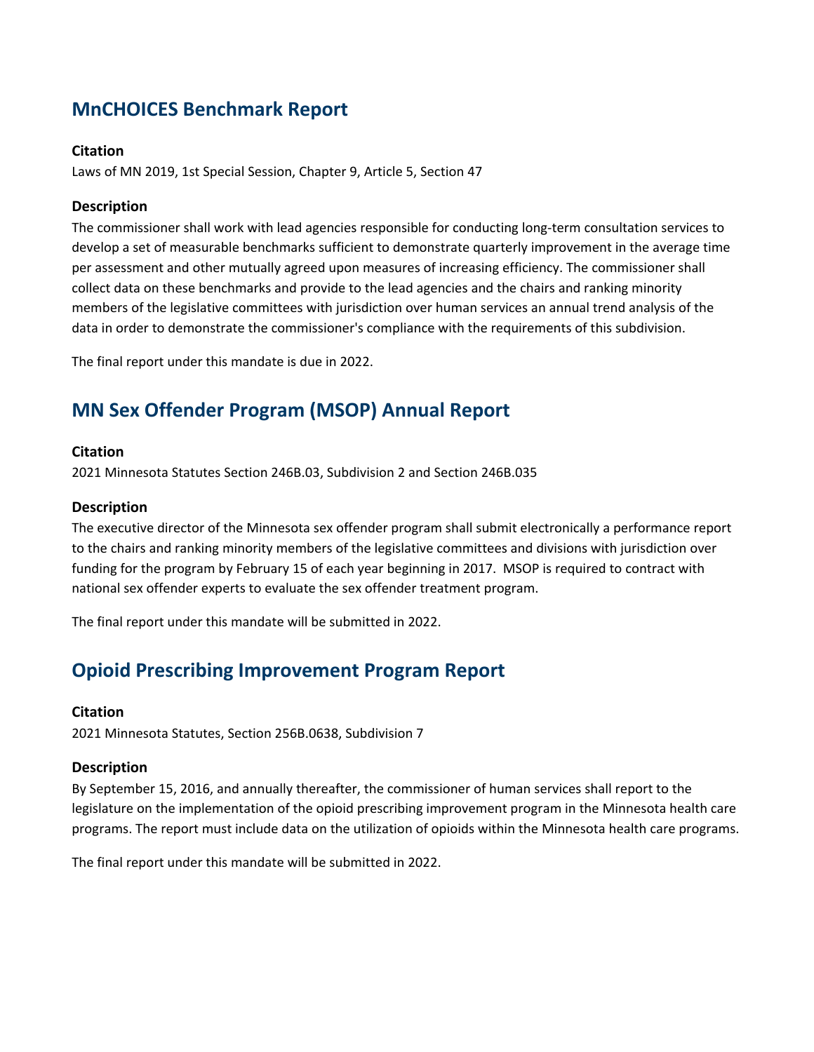## MnCHOICES Benchmark Report

### Citation

Laws of MN 2019, 1st Special Session, Chapter 9, Article 5, Section 47

### Description

The commissioner shall work with lead agencies responsible for conducting long-term consultation services to develop a set of measurable benchmarks sufficient to demonstrate quarterly improvement in the average time per assessment and other mutually agreed upon measures of increasing efficiency. The commissioner shall collect data on these benchmarks and provide to the lead agencies and the chairs and ranking minority members of the legislative committees with jurisdiction over human services an annual trend analysis of the data in order to demonstrate the commissioner's compliance with the requirements of this subdivision.

The final report under this mandate is due in 2022.

## MN Sex Offender Program (MSOP) Annual Report

### Citation

2021 Minnesota Statutes Section 246B.03, Subdivision 2 and Section 246B.035

### Description

The executive director of the Minnesota sex offender program shall submit electronically a performance report to the chairs and ranking minority members of the legislative committees and divisions with jurisdiction over funding for the program by February 15 of each year beginning in 2017. MSOP is required to contract with national sex offender experts to evaluate the sex offender treatment program.

The final report under this mandate will be submitted in 2022.

## Opioid Prescribing Improvement Program Report

### Citation

2021 Minnesota Statutes, Section 256B.0638, Subdivision 7

### Description

By September 15, 2016, and annually thereafter, the commissioner of human services shall report to the legislature on the implementation of the opioid prescribing improvement program in the Minnesota health care programs. The report must include data on the utilization of opioids within the Minnesota health care programs.

The final report under this mandate will be submitted in 2022.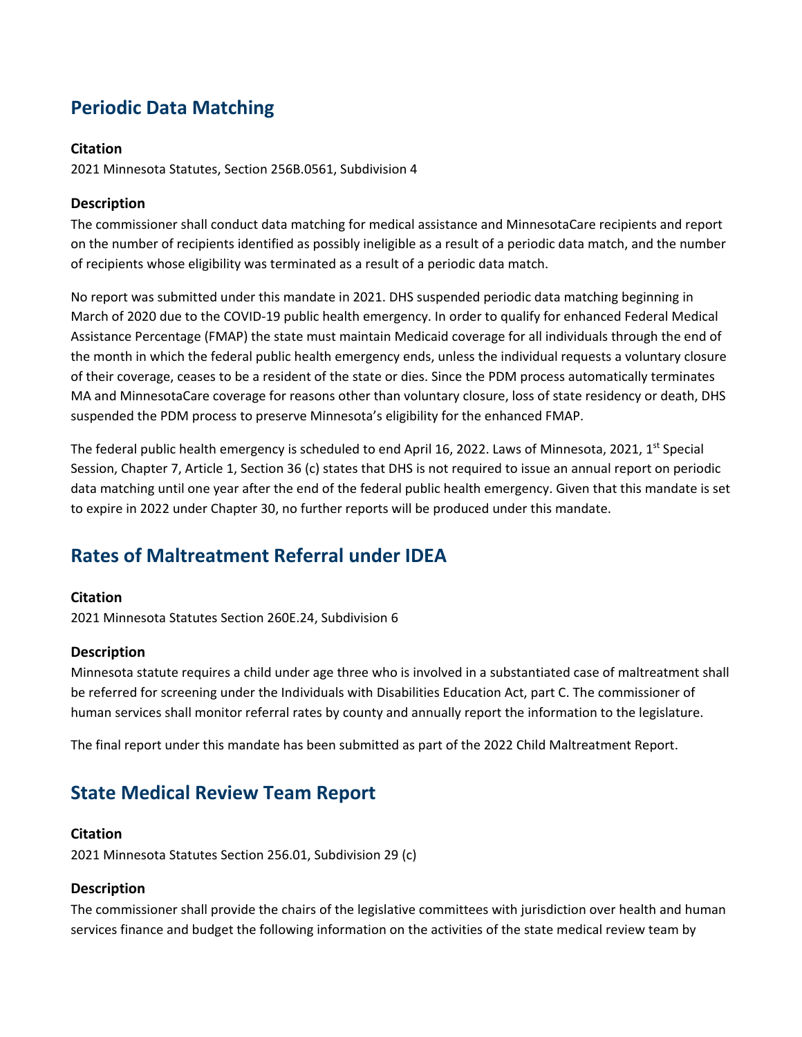## Periodic Data Matching

### Citation

2021 Minnesota Statutes, Section 256B.0561, Subdivision 4

### Description

The commissioner shall conduct data matching for medical assistance and MinnesotaCare recipients and report on the number of recipients identified as possibly ineligible as a result of a periodic data match, and the number of recipients whose eligibility was terminated as a result of a periodic data match.

No report was submitted under this mandate in 2021. DHS suspended periodic data matching beginning in March of 2020 due to the COVID-19 public health emergency. In order to qualify for enhanced Federal Medical Assistance Percentage (FMAP) the state must maintain Medicaid coverage for all individuals through the end of the month in which the federal public health emergency ends, unless the individual requests a voluntary closure of their coverage, ceases to be a resident of the state or dies. Since the PDM process automatically terminates MA and MinnesotaCare coverage for reasons other than voluntary closure, loss of state residency or death, DHS suspended the PDM process to preserve Minnesota's eligibility for the enhanced FMAP.

The federal public health emergency is scheduled to end April 16, 2022. Laws of Minnesota, 2021, 1st Special Session, Chapter 7, Article 1, Section 36 (c) states that DHS is not required to issue an annual report on periodic data matching until one year after the end of the federal public health emergency. Given that this mandate is set to expire in 2022 under Chapter 30, no further reports will be produced under this mandate.

## Rates of Maltreatment Referral under IDEA

### Citation

2021 Minnesota Statutes Section 260E.24, Subdivision 6

### Description

Minnesota statute requires a child under age three who is involved in a substantiated case of maltreatment shall be referred for screening under the Individuals with Disabilities Education Act, part C. The commissioner of human services shall monitor referral rates by county and annually report the information to the legislature.

The final report under this mandate has been submitted as part of the 2022 Child Maltreatment Report.

## State Medical Review Team Report

### Citation

2021 Minnesota Statutes Section 256.01, Subdivision 29 (c)

### Description

The commissioner shall provide the chairs of the legislative committees with jurisdiction over health and human services finance and budget the following information on the activities of the state medical review team by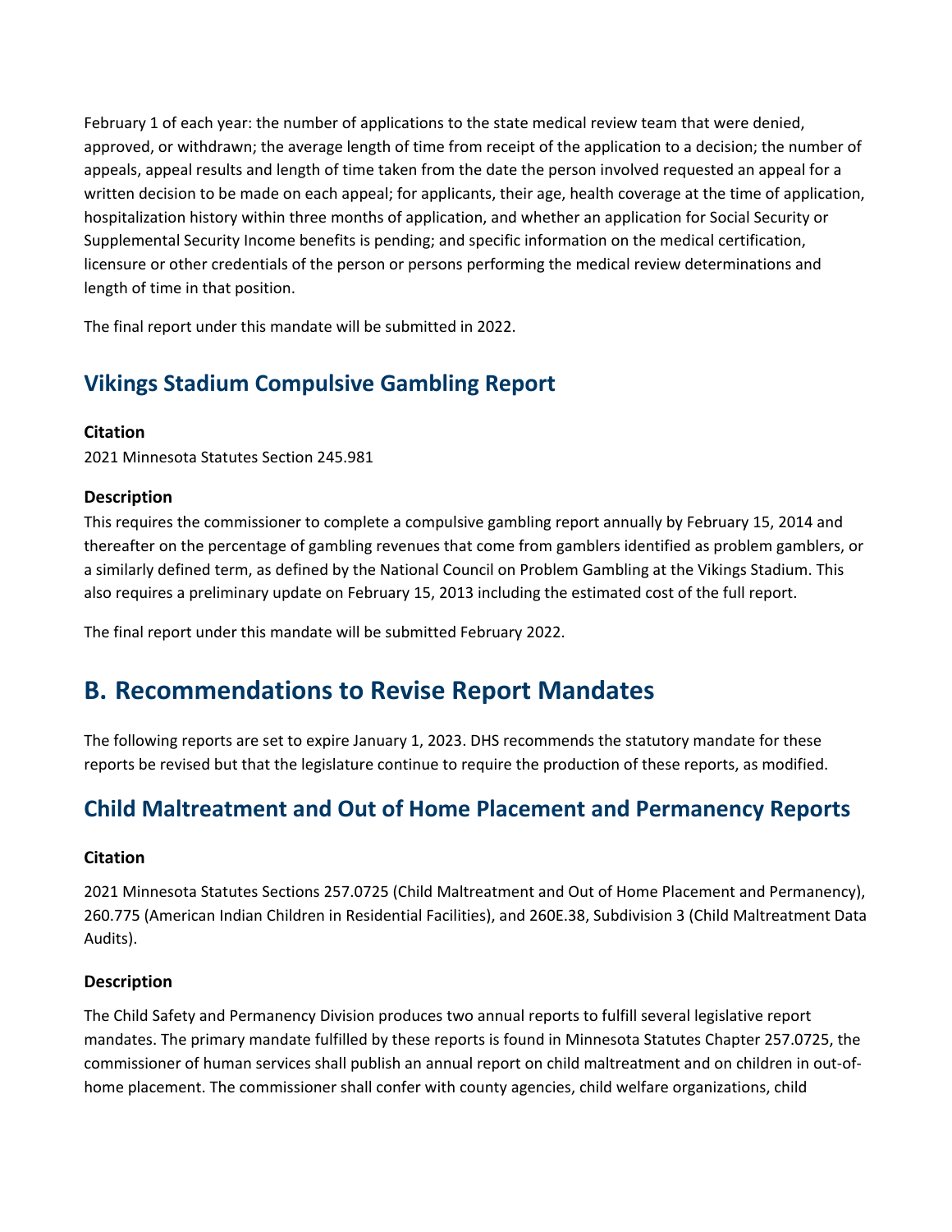February 1 of each year: the number of applications to the state medical review team that were denied, approved, or withdrawn; the average length of time from receipt of the application to a decision; the number of appeals, appeal results and length of time taken from the date the person involved requested an appeal for a written decision to be made on each appeal; for applicants, their age, health coverage at the time of application, hospitalization history within three months of application, and whether an application for Social Security or Supplemental Security Income benefits is pending; and specific information on the medical certification, licensure or other credentials of the person or persons performing the medical review determinations and length of time in that position.

The final report under this mandate will be submitted in 2022.

## Vikings Stadium Compulsive Gambling Report

### Citation

2021 Minnesota Statutes Section 245.981

### Description

This requires the commissioner to complete a compulsive gambling report annually by February 15, 2014 and thereafter on the percentage of gambling revenues that come from gamblers identified as problem gamblers, or a similarly defined term, as defined by the National Council on Problem Gambling at the Vikings Stadium. This also requires a preliminary update on February 15, 2013 including the estimated cost of the full report.

The final report under this mandate will be submitted February 2022.

# B. Recommendations to Revise Report Mandates

The following reports are set to expire January 1, 2023. DHS recommends the statutory mandate for these reports be revised but that the legislature continue to require the production of these reports, as modified.

## Child Maltreatment and Out of Home Placement and Permanency Reports

### Citation

2021 Minnesota Statutes Sections 257.0725 (Child Maltreatment and Out of Home Placement and Permanency), 260.775 (American Indian Children in Residential Facilities), and 260E.38, Subdivision 3 (Child Maltreatment Data Audits).

### Description

The Child Safety and Permanency Division produces two annual reports to fulfill several legislative report mandates. The primary mandate fulfilled by these reports is found in Minnesota Statutes Chapter 257.0725, the commissioner of human services shall publish an annual report on child maltreatment and on children in out-of-home placement. The commissioner shall confer with county agencies, child welfare organizations, child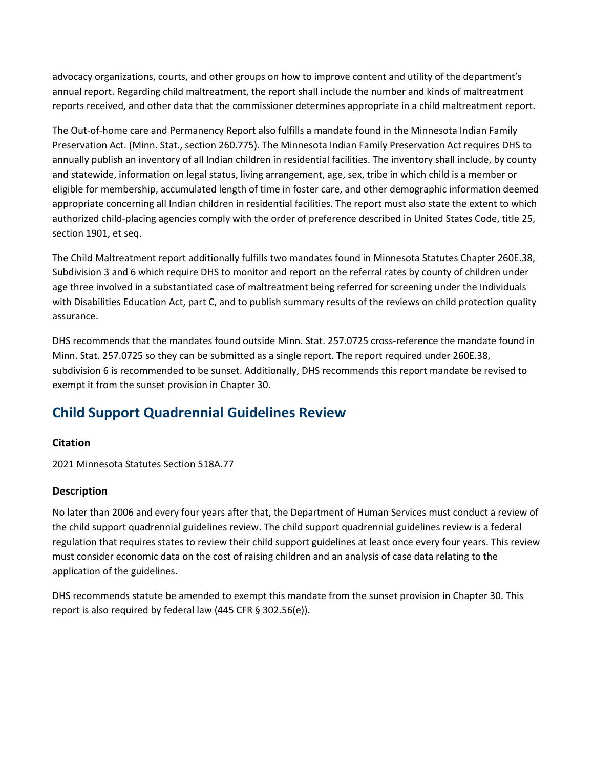advocacy organizations, courts, and other groups on how to improve content and utility of the department's annual report. Regarding child maltreatment, the report shall include the number and kinds of maltreatment reports received, and other data that the commissioner determines appropriate in a child maltreatment report.

The Out-of-home care and Permanency Report also fulfills a mandate found in the Minnesota Indian Family Preservation Act. (Minn. Stat., section 260.775). The Minnesota Indian Family Preservation Act requires DHS to annually publish an inventory of all Indian children in residential facilities. The inventory shall include, by county and statewide, information on legal status, living arrangement, age, sex, tribe in which child is a member or eligible for membership, accumulated length of time in foster care, and other demographic information deemed appropriate concerning all Indian children in residential facilities. The report must also state the extent to which authorized child-placing agencies comply with the order of preference described in United States Code, title 25, section 1901, et seq.

The Child Maltreatment report additionally fulfills two mandates found in Minnesota Statutes Chapter 260E.38, Subdivision 3 and 6 which require DHS to monitor and report on the referral rates by county of children under age three involved in a substantiated case of maltreatment being referred for screening under the Individuals with Disabilities Education Act, part C, and to publish summary results of the reviews on child protection quality assurance.

DHS recommends that the mandates found outside Minn. Stat. 257.0725 cross-reference the mandate found in Minn. Stat. 257.0725 so they can be submitted as a single report. The report required under 260E.38, subdivision 6 is recommended to be sunset. Additionally, DHS recommends this report mandate be revised to exempt it from the sunset provision in Chapter 30.

## Child Support Quadrennial Guidelines Review

### Citation

2021 Minnesota Statutes Section 518A.77

### Description

No later than 2006 and every four years after that, the Department of Human Services must conduct a review of the child support quadrennial guidelines review. The child support quadrennial guidelines review is a federal regulation that requires states to review their child support guidelines at least once every four years. This review must consider economic data on the cost of raising children and an analysis of case data relating to the application of the guidelines.

DHS recommends statute be amended to exempt this mandate from the sunset provision in Chapter 30. This report is also required by federal law (445 CFR § 302.56(e)).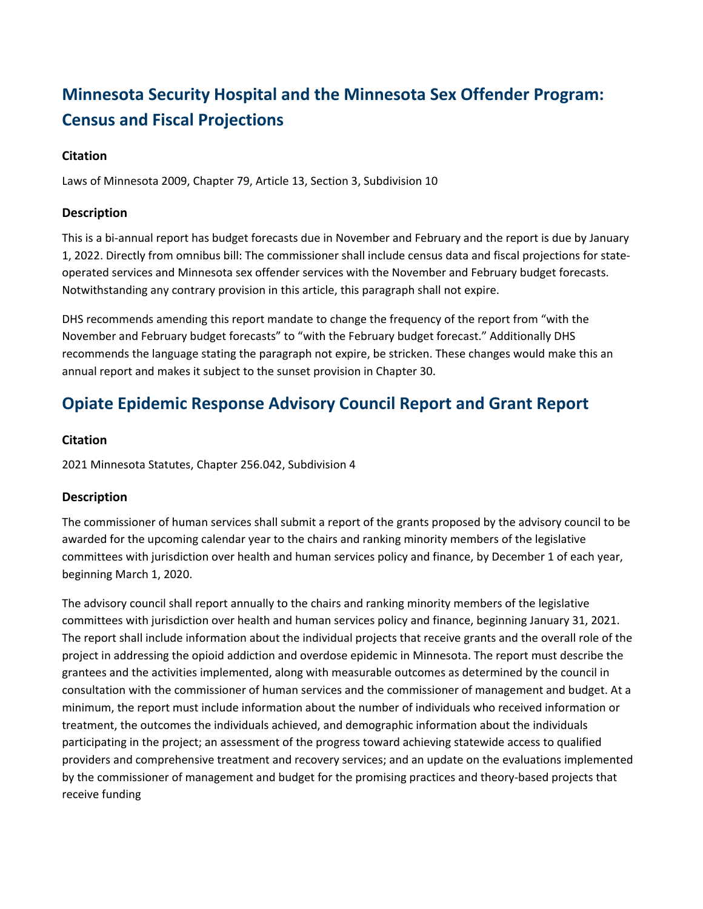## Minnesota Security Hospital and the Minnesota Sex Offender Program: Census and Fiscal Projections

### Citation

Laws of Minnesota 2009, Chapter 79, Article 13, Section 3, Subdivision 10

### Description

This is a bi-annual report has budget forecasts due in November and February and the report is due by January 1, 2022. Directly from omnibus bill: The commissioner shall include census data and fiscal projections for state-operated services and Minnesota sex offender services with the November and February budget forecasts. Notwithstanding any contrary provision in this article, this paragraph shall not expire.

DHS recommends amending this report mandate to change the frequency of the report from "with the November and February budget forecasts" to "with the February budget forecast." Additionally DHS recommends the language stating the paragraph not expire, be stricken. These changes would make this an annual report and makes it subject to the sunset provision in Chapter 30.

## Opiate Epidemic Response Advisory Council Report and Grant Report

### Citation

2021 Minnesota Statutes, Chapter 256.042, Subdivision 4

### Description

The commissioner of human services shall submit a report of the grants proposed by the advisory council to be awarded for the upcoming calendar year to the chairs and ranking minority members of the legislative committees with jurisdiction over health and human services policy and finance, by December 1 of each year, beginning March 1, 2020.

The advisory council shall report annually to the chairs and ranking minority members of the legislative committees with jurisdiction over health and human services policy and finance, beginning January 31, 2021. The report shall include information about the individual projects that receive grants and the overall role of the project in addressing the opioid addiction and overdose epidemic in Minnesota. The report must describe the grantees and the activities implemented, along with measurable outcomes as determined by the council in consultation with the commissioner of human services and the commissioner of management and budget. At a minimum, the report must include information about the number of individuals who received information or treatment, the outcomes the individuals achieved, and demographic information about the individuals participating in the project; an assessment of the progress toward achieving statewide access to qualified providers and comprehensive treatment and recovery services; and an update on the evaluations implemented by the commissioner of management and budget for the promising practices and theory-based projects that receive funding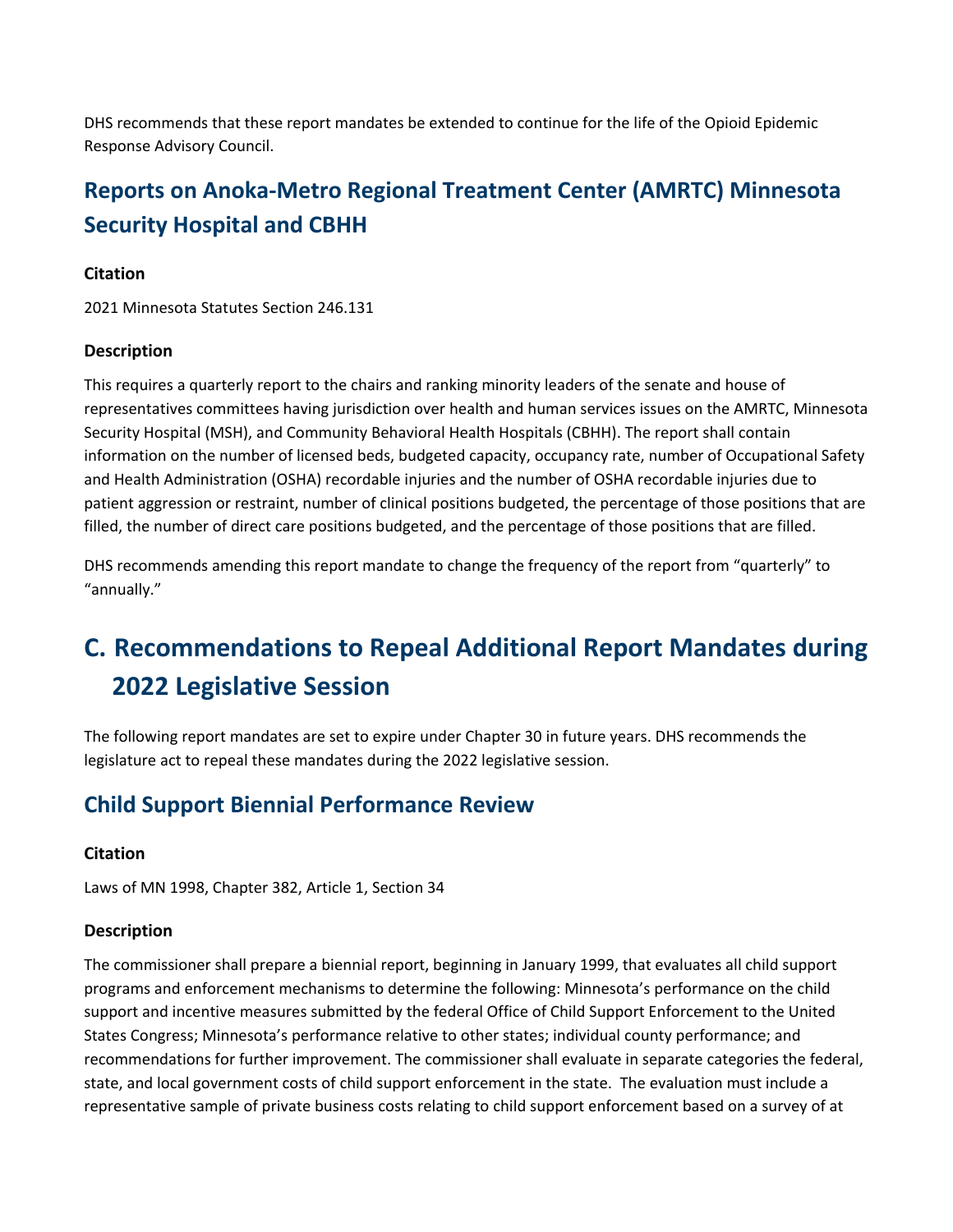DHS recommends that these report mandates be extended to continue for the life of the Opioid Epidemic Response Advisory Council.

## Reports on Anoka-Metro Regional Treatment Center (AMRTC) Minnesota Security Hospital and CBHH

### Citation

2021 Minnesota Statutes Section 246.131

### Description

This requires a quarterly report to the chairs and ranking minority leaders of the senate and house of representatives committees having jurisdiction over health and human services issues on the AMRTC, Minnesota Security Hospital (MSH), and Community Behavioral Health Hospitals (CBHH). The report shall contain information on the number of licensed beds, budgeted capacity, occupancy rate, number of Occupational Safety and Health Administration (OSHA) recordable injuries and the number of OSHA recordable injuries due to patient aggression or restraint, number of clinical positions budgeted, the percentage of those positions that are filled, the number of direct care positions budgeted, and the percentage of those positions that are filled.

DHS recommends amending this report mandate to change the frequency of the report from "quarterly" to "annually."

# C. Recommendations to Repeal Additional Report Mandates during 2022 Legislative Session

The following report mandates are set to expire under Chapter 30 in future years. DHS recommends the legislature act to repeal these mandates during the 2022 legislative session.

## Child Support Biennial Performance Review

### Citation

Laws of MN 1998, Chapter 382, Article 1, Section 34

### Description

The commissioner shall prepare a biennial report, beginning in January 1999, that evaluates all child support programs and enforcement mechanisms to determine the following: Minnesota's performance on the child support and incentive measures submitted by the federal Office of Child Support Enforcement to the United States Congress; Minnesota's performance relative to other states; individual county performance; and recommendations for further improvement. The commissioner shall evaluate in separate categories the federal, state, and local government costs of child support enforcement in the state. The evaluation must include a representative sample of private business costs relating to child support enforcement based on a survey of at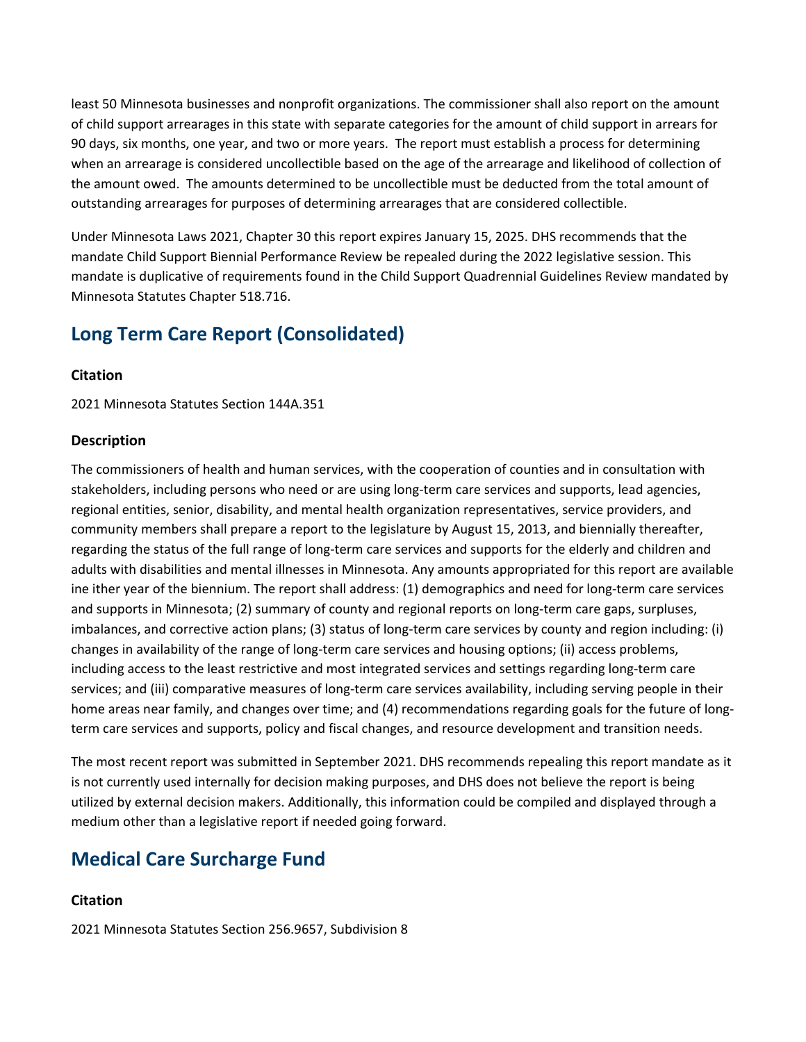least 50 Minnesota businesses and nonprofit organizations. The commissioner shall also report on the amount of child support arrearages in this state with separate categories for the amount of child support in arrears for 90 days, six months, one year, and two or more years. The report must establish a process for determining when an arrearage is considered uncollectible based on the age of the arrearage and likelihood of collection of the amount owed. The amounts determined to be uncollectible must be deducted from the total amount of outstanding arrearages for purposes of determining arrearages that are considered collectible.

Under Minnesota Laws 2021, Chapter 30 this report expires January 15, 2025. DHS recommends that the mandate Child Support Biennial Performance Review be repealed during the 2022 legislative session. This mandate is duplicative of requirements found in the Child Support Quadrennial Guidelines Review mandated by Minnesota Statutes Chapter 518.716.

## Long Term Care Report (Consolidated)

### Citation

2021 Minnesota Statutes Section 144A.351

### Description

The commissioners of health and human services, with the cooperation of counties and in consultation with stakeholders, including persons who need or are using long-term care services and supports, lead agencies, regional entities, senior, disability, and mental health organization representatives, service providers, and community members shall prepare a report to the legislature by August 15, 2013, and biennially thereafter, regarding the status of the full range of long-term care services and supports for the elderly and children and adults with disabilities and mental illnesses in Minnesota. Any amounts appropriated for this report are available ine ither year of the biennium. The report shall address: (1) demographics and need for long-term care services and supports in Minnesota; (2) summary of county and regional reports on long-term care gaps, surpluses, imbalances, and corrective action plans; (3) status of long-term care services by county and region including: (i) changes in availability of the range of long-term care services and housing options; (ii) access problems, including access to the least restrictive and most integrated services and settings regarding long-term care services; and (iii) comparative measures of long-term care services availability, including serving people in their home areas near family, and changes over time; and (4) recommendations regarding goals for the future of long-term care services and supports, policy and fiscal changes, and resource development and transition needs.

The most recent report was submitted in September 2021. DHS recommends repealing this report mandate as it is not currently used internally for decision making purposes, and DHS does not believe the report is being utilized by external decision makers. Additionally, this information could be compiled and displayed through a medium other than a legislative report if needed going forward.

## Medical Care Surcharge Fund

### Citation

2021 Minnesota Statutes Section 256.9657, Subdivision 8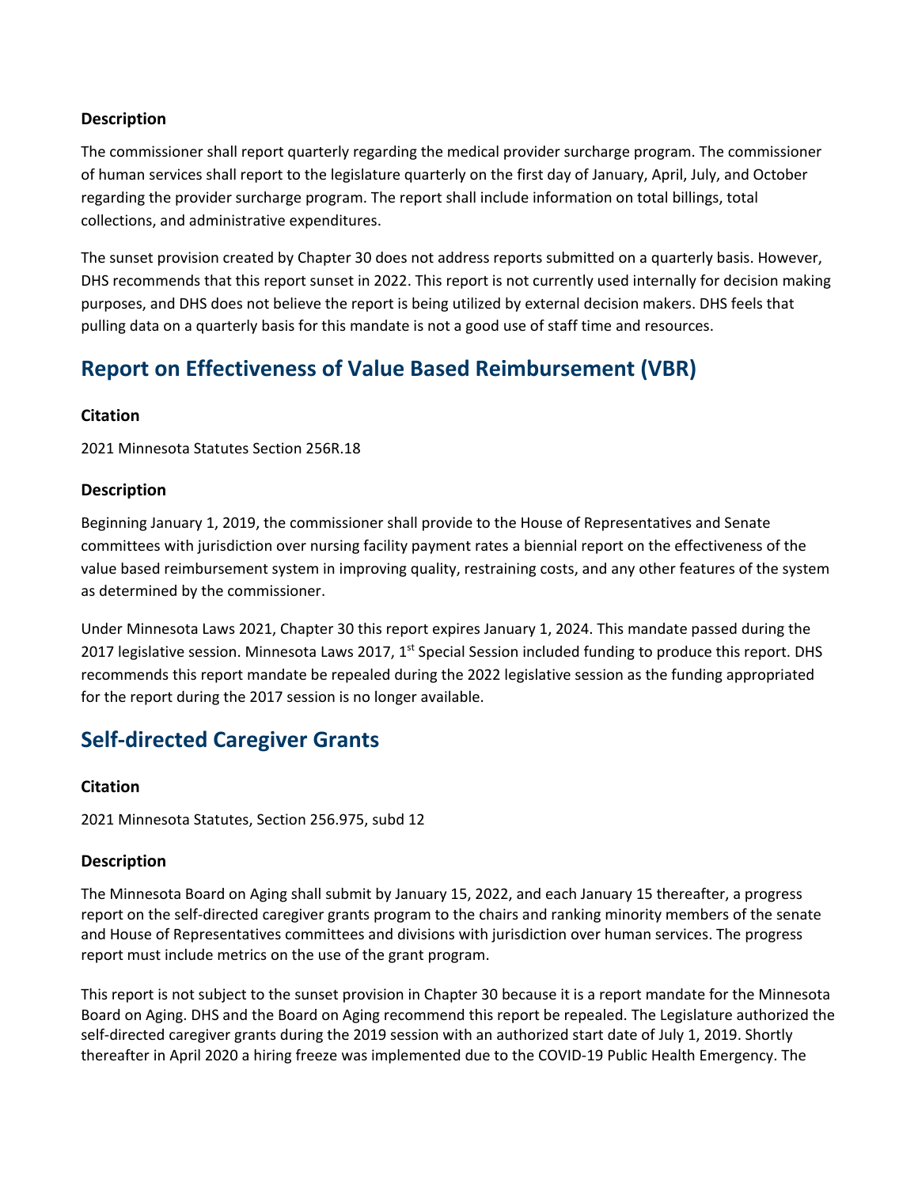### Description

The commissioner shall report quarterly regarding the medical provider surcharge program. The commissioner of human services shall report to the legislature quarterly on the first day of January, April, July, and October regarding the provider surcharge program. The report shall include information on total billings, total collections, and administrative expenditures.

The sunset provision created by Chapter 30 does not address reports submitted on a quarterly basis. However, DHS recommends that this report sunset in 2022. This report is not currently used internally for decision making purposes, and DHS does not believe the report is being utilized by external decision makers. DHS feels that pulling data on a quarterly basis for this mandate is not a good use of staff time and resources.

## Report on Effectiveness of Value Based Reimbursement (VBR)

### Citation

2021 Minnesota Statutes Section 256R.18

### Description

Beginning January 1, 2019, the commissioner shall provide to the House of Representatives and Senate committees with jurisdiction over nursing facility payment rates a biennial report on the effectiveness of the value based reimbursement system in improving quality, restraining costs, and any other features of the system as determined by the commissioner.

Under Minnesota Laws 2021, Chapter 30 this report expires January 1, 2024. This mandate passed during the 2017 legislative session. Minnesota Laws 2017, 1st Special Session included funding to produce this report. DHS recommends this report mandate be repealed during the 2022 legislative session as the funding appropriated for the report during the 2017 session is no longer available.

## Self-directed Caregiver Grants

### Citation

2021 Minnesota Statutes, Section 256.975, subd 12

### Description

The Minnesota Board on Aging shall submit by January 15, 2022, and each January 15 thereafter, a progress report on the self-directed caregiver grants program to the chairs and ranking minority members of the senate and House of Representatives committees and divisions with jurisdiction over human services. The progress report must include metrics on the use of the grant program.

This report is not subject to the sunset provision in Chapter 30 because it is a report mandate for the Minnesota Board on Aging. DHS and the Board on Aging recommend this report be repealed. The Legislature authorized the self-directed caregiver grants during the 2019 session with an authorized start date of July 1, 2019. Shortly thereafter in April 2020 a hiring freeze was implemented due to the COVID-19 Public Health Emergency. The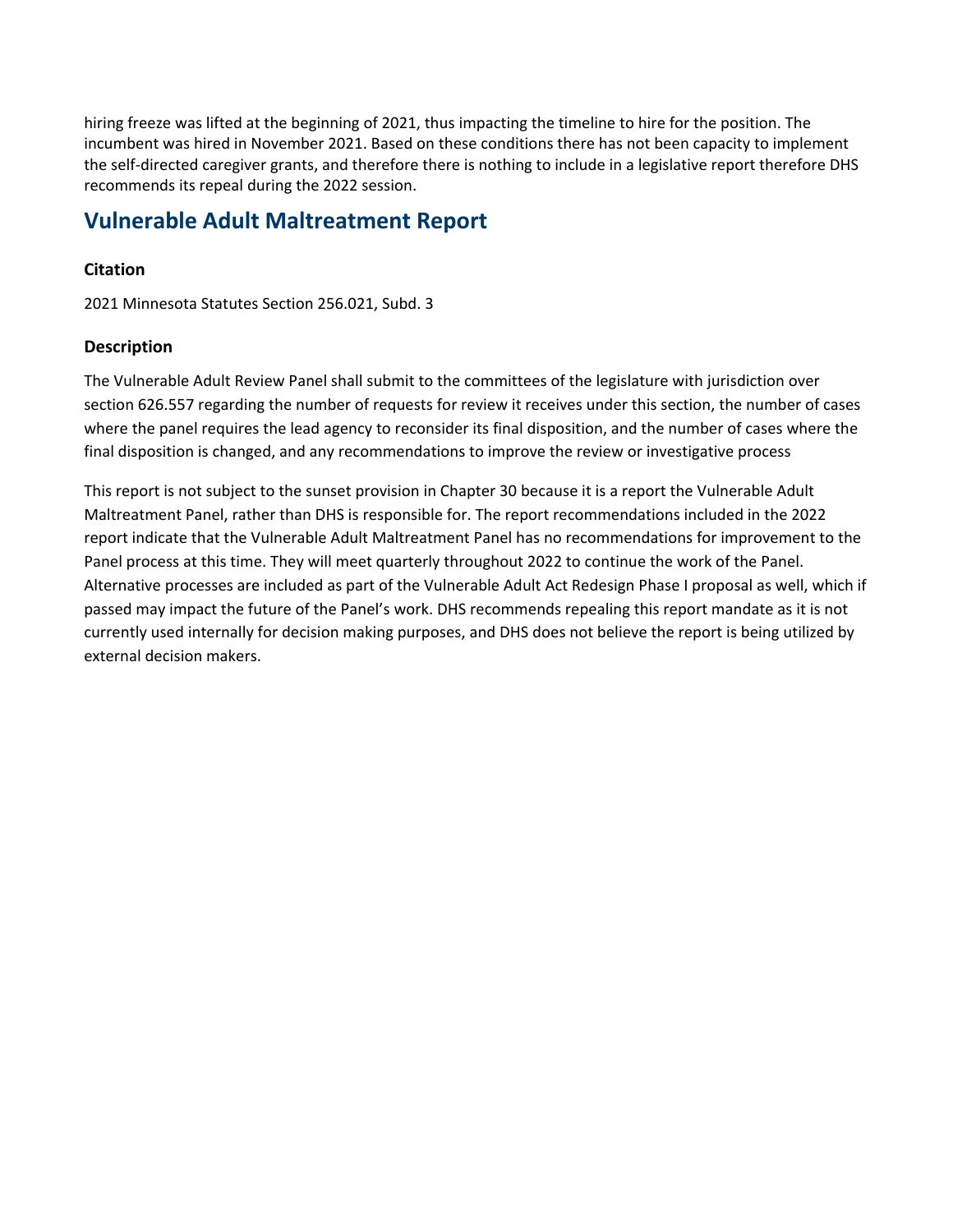hiring freeze was lifted at the beginning of 2021, thus impacting the timeline to hire for the position. The incumbent was hired in November 2021. Based on these conditions there has not been capacity to implement the self-directed caregiver grants, and therefore there is nothing to include in a legislative report therefore DHS recommends its repeal during the 2022 session.

## Vulnerable Adult Maltreatment Report

### Citation

2021 Minnesota Statutes Section 256.021, Subd. 3

### Description

The Vulnerable Adult Review Panel shall submit to the committees of the legislature with jurisdiction over section 626.557 regarding the number of requests for review it receives under this section, the number of cases where the panel requires the lead agency to reconsider its final disposition, and the number of cases where the final disposition is changed, and any recommendations to improve the review or investigative process

This report is not subject to the sunset provision in Chapter 30 because it is a report the Vulnerable Adult Maltreatment Panel, rather than DHS is responsible for. The report recommendations included in the 2022 report indicate that the Vulnerable Adult Maltreatment Panel has no recommendations for improvement to the Panel process at this time. They will meet quarterly throughout 2022 to continue the work of the Panel. Alternative processes are included as part of the Vulnerable Adult Act Redesign Phase I proposal as well, which if passed may impact the future of the Panel's work. DHS recommends repealing this report mandate as it is not currently used internally for decision making purposes, and DHS does not believe the report is being utilized by external decision makers.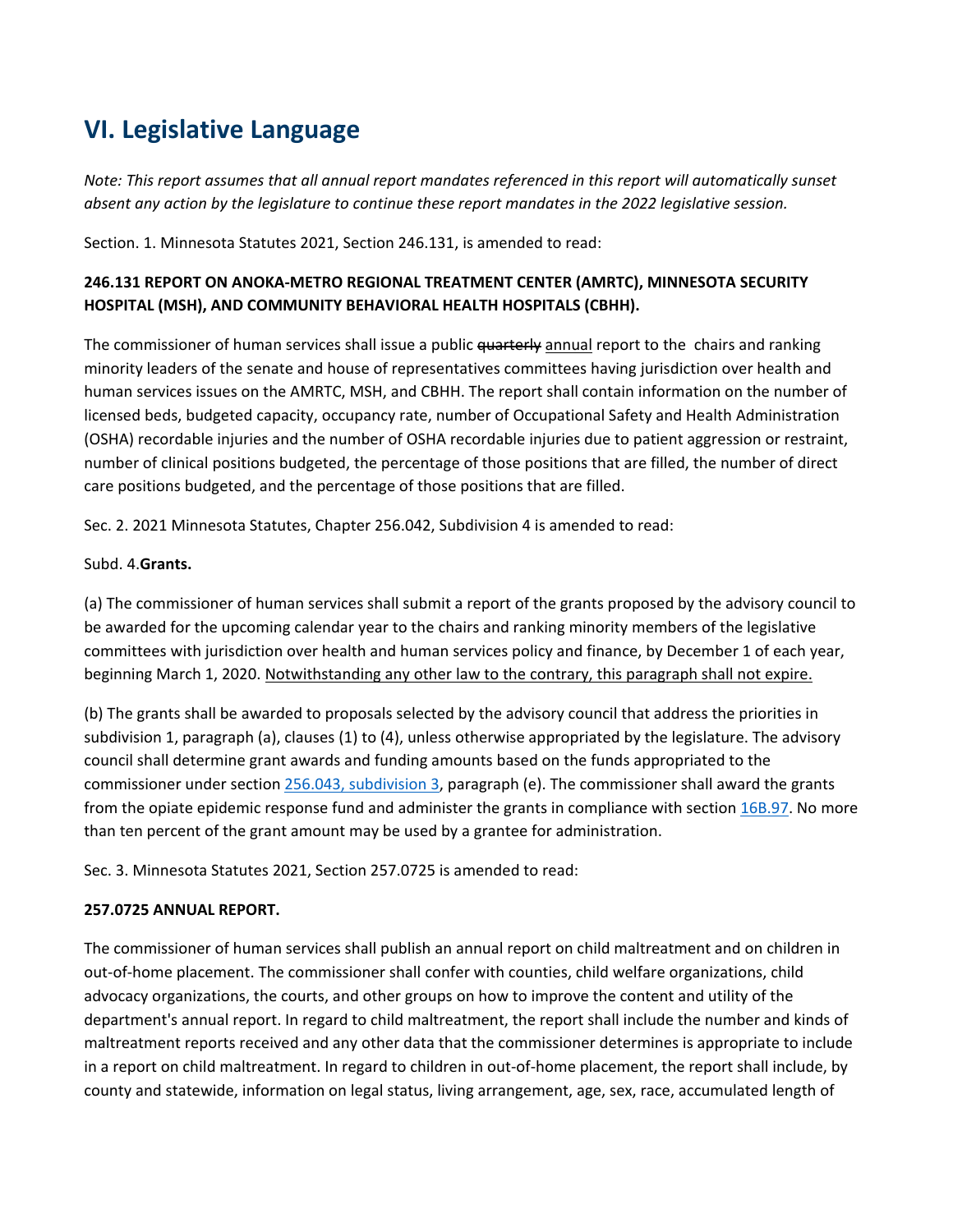## VI. Legislative Language

*Note: This report assumes that all annual report mandates referenced in this report will automatically sunset absent any action by the legislature to continue these report mandates in the 2022 legislative session.*

Section. 1. Minnesota Statutes 2021, Section 246.131, is amended to read:

**246.131 REPORT ON ANOKA-METRO REGIONAL TREATMENT CENTER (AMRTC), MINNESOTA SECURITY HOSPITAL (MSH), AND COMMUNITY BEHAVIORAL HEALTH HOSPITALS (CBHH).**

The commissioner of human services shall issue a public ~~quarterly~~ <u>annual</u> report to the chairs and ranking minority leaders of the senate and house of representatives committees having jurisdiction over health and human services issues on the AMRTC, MSH, and CBHH. The report shall contain information on the number of licensed beds, budgeted capacity, occupancy rate, number of Occupational Safety and Health Administration (OSHA) recordable injuries and the number of OSHA recordable injuries due to patient aggression or restraint, number of clinical positions budgeted, the percentage of those positions that are filled, the number of direct care positions budgeted, and the percentage of those positions that are filled.

Sec. 2. 2021 Minnesota Statutes, Chapter 256.042, Subdivision 4 is amended to read:

Subd. 4.**Grants.**

(a) The commissioner of human services shall submit a report of the grants proposed by the advisory council to be awarded for the upcoming calendar year to the chairs and ranking minority members of the legislative committees with jurisdiction over health and human services policy and finance, by December 1 of each year, beginning March 1, 2020. <u>Notwithstanding any other law to the contrary, this paragraph shall not expire.</u>

(b) The grants shall be awarded to proposals selected by the advisory council that address the priorities in subdivision 1, paragraph (a), clauses (1) to (4), unless otherwise appropriated by the legislature. The advisory council shall determine grant awards and funding amounts based on the funds appropriated to the commissioner under section 256.043, subdivision 3, paragraph (e). The commissioner shall award the grants from the opiate epidemic response fund and administer the grants in compliance with section 16B.97. No more than ten percent of the grant amount may be used by a grantee for administration.

Sec. 3. Minnesota Statutes 2021, Section 257.0725 is amended to read:

**257.0725 ANNUAL REPORT.**

The commissioner of human services shall publish an annual report on child maltreatment and on children in out-of-home placement. The commissioner shall confer with counties, child welfare organizations, child advocacy organizations, the courts, and other groups on how to improve the content and utility of the department's annual report. In regard to child maltreatment, the report shall include the number and kinds of maltreatment reports received and any other data that the commissioner determines is appropriate to include in a report on child maltreatment. In regard to children in out-of-home placement, the report shall include, by county and statewide, information on legal status, living arrangement, age, sex, race, accumulated length of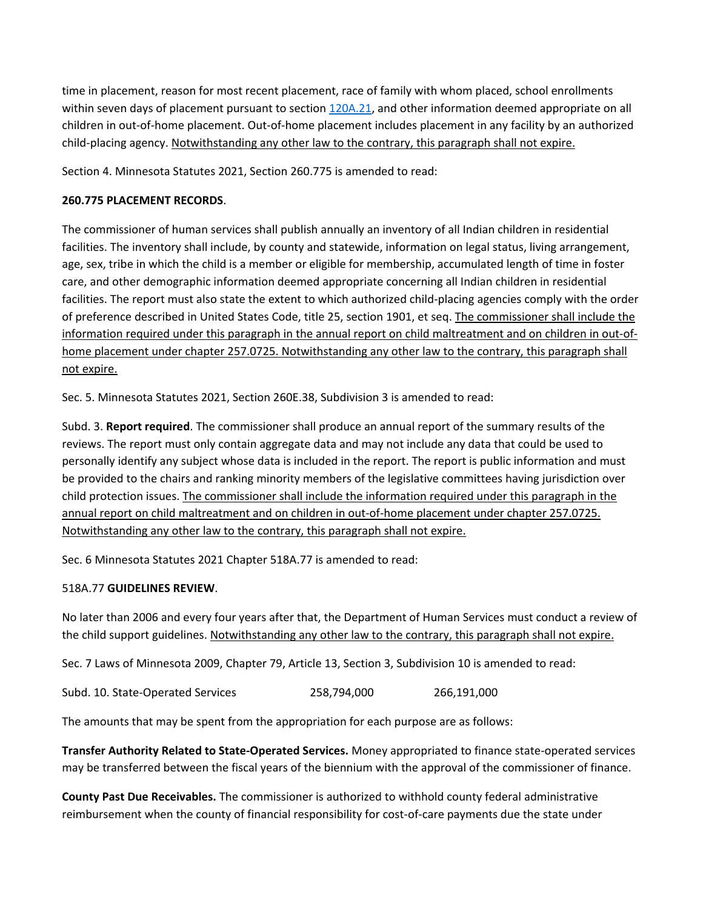time in placement, reason for most recent placement, race of family with whom placed, school enrollments within seven days of placement pursuant to section 120A.21, and other information deemed appropriate on all children in out-of-home placement. Out-of-home placement includes placement in any facility by an authorized child-placing agency. <u>Notwithstanding any other law to the contrary, this paragraph shall not expire.</u>

Section 4. Minnesota Statutes 2021, Section 260.775 is amended to read:

**260.775 PLACEMENT RECORDS**.

The commissioner of human services shall publish annually an inventory of all Indian children in residential facilities. The inventory shall include, by county and statewide, information on legal status, living arrangement, age, sex, tribe in which the child is a member or eligible for membership, accumulated length of time in foster care, and other demographic information deemed appropriate concerning all Indian children in residential facilities. The report must also state the extent to which authorized child-placing agencies comply with the order of preference described in United States Code, title 25, section 1901, et seq. <u>The commissioner shall include the information required under this paragraph in the annual report on child maltreatment and on children in out-of-home placement under chapter 257.0725. Notwithstanding any other law to the contrary, this paragraph shall not expire.</u>

Sec. 5. Minnesota Statutes 2021, Section 260E.38, Subdivision 3 is amended to read:

Subd. 3. **Report required**. The commissioner shall produce an annual report of the summary results of the reviews. The report must only contain aggregate data and may not include any data that could be used to personally identify any subject whose data is included in the report. The report is public information and must be provided to the chairs and ranking minority members of the legislative committees having jurisdiction over child protection issues. <u>The commissioner shall include the information required under this paragraph in the annual report on child maltreatment and on children in out-of-home placement under chapter 257.0725. Notwithstanding any other law to the contrary, this paragraph shall not expire.</u>

Sec. 6 Minnesota Statutes 2021 Chapter 518A.77 is amended to read:

518A.77 **GUIDELINES REVIEW**.

No later than 2006 and every four years after that, the Department of Human Services must conduct a review of the child support guidelines. <u>Notwithstanding any other law to the contrary, this paragraph shall not expire.</u>

Sec. 7 Laws of Minnesota 2009, Chapter 79, Article 13, Section 3, Subdivision 10 is amended to read:

| Subd. 10. State-Operated Services | 258,794,000 | 266,191,000 |
|---|---|---|

The amounts that may be spent from the appropriation for each purpose are as follows:

**Transfer Authority Related to State-Operated Services.** Money appropriated to finance state-operated services may be transferred between the fiscal years of the biennium with the approval of the commissioner of finance.

**County Past Due Receivables.** The commissioner is authorized to withhold county federal administrative reimbursement when the county of financial responsibility for cost-of-care payments due the state under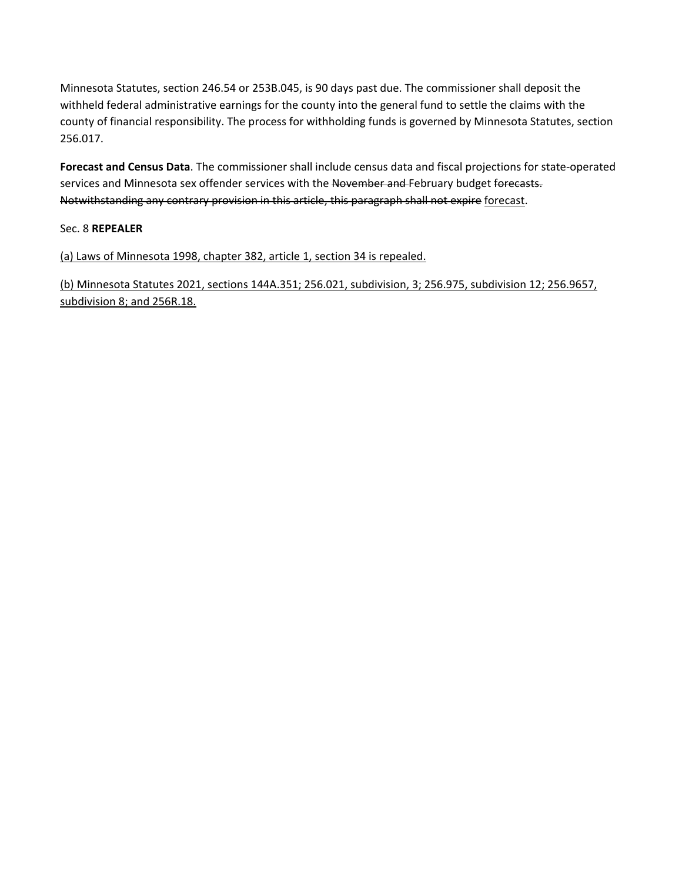Minnesota Statutes, section 246.54 or 253B.045, is 90 days past due. The commissioner shall deposit the withheld federal administrative earnings for the county into the general fund to settle the claims with the county of financial responsibility. The process for withholding funds is governed by Minnesota Statutes, section 256.017.

**Forecast and Census Data**. The commissioner shall include census data and fiscal projections for state-operated services and Minnesota sex offender services with the ~~November and~~ February budget ~~forecasts. Notwithstanding any contrary provision in this article, this paragraph shall not expire~~ <u>forecast</u>.

Sec. 8 **REPEALER**

<u>(a) Laws of Minnesota 1998, chapter 382, article 1, section 34 is repealed.</u>

<u>(b) Minnesota Statutes 2021, sections 144A.351; 256.021, subdivision, 3; 256.975, subdivision 12; 256.9657, subdivision 8; and 256R.18.</u>